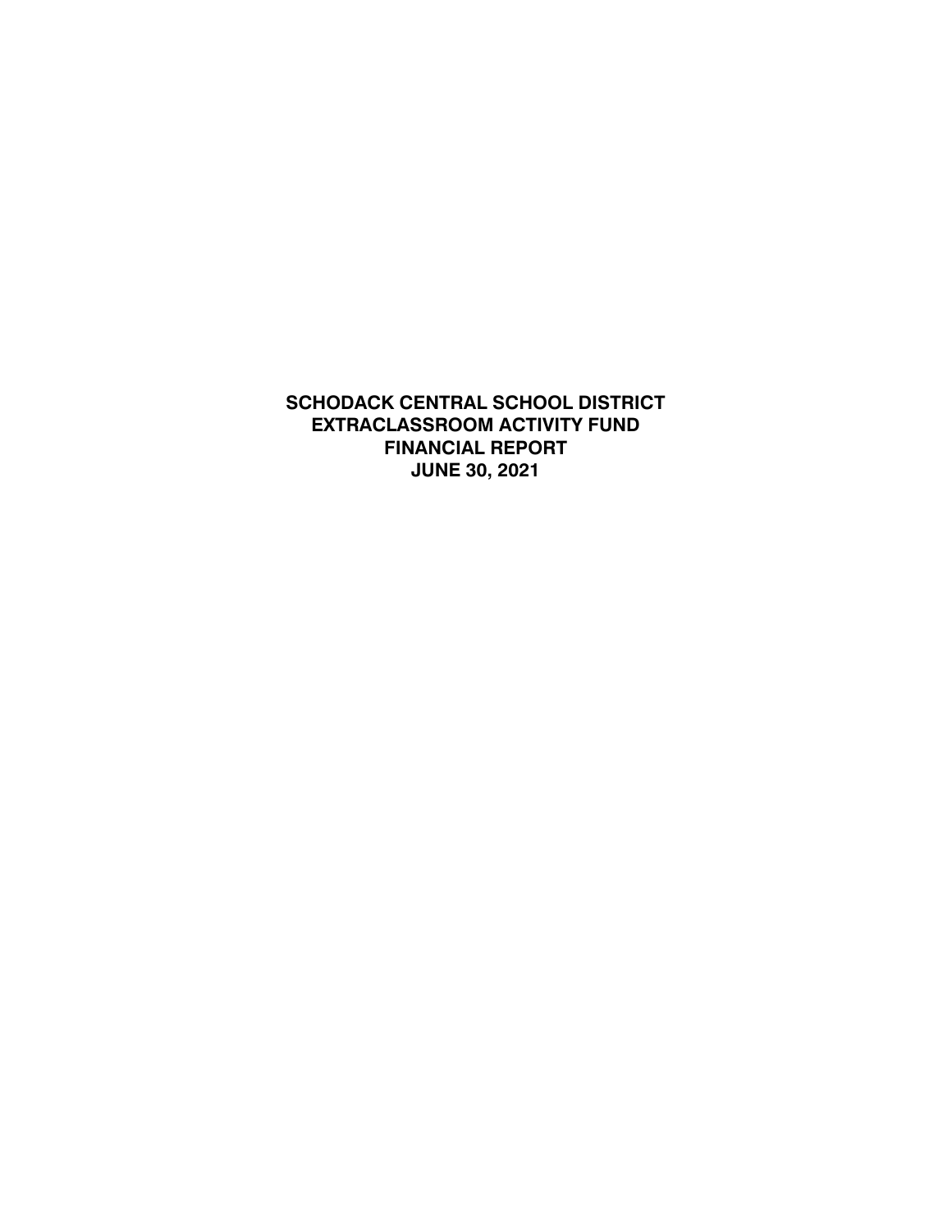# SCHODACK CENTRAL SCHOOL DISTRICT
# EXTRACLASSROOM ACTIVITY FUND
# FINANCIAL REPORT
# JUNE 30, 2021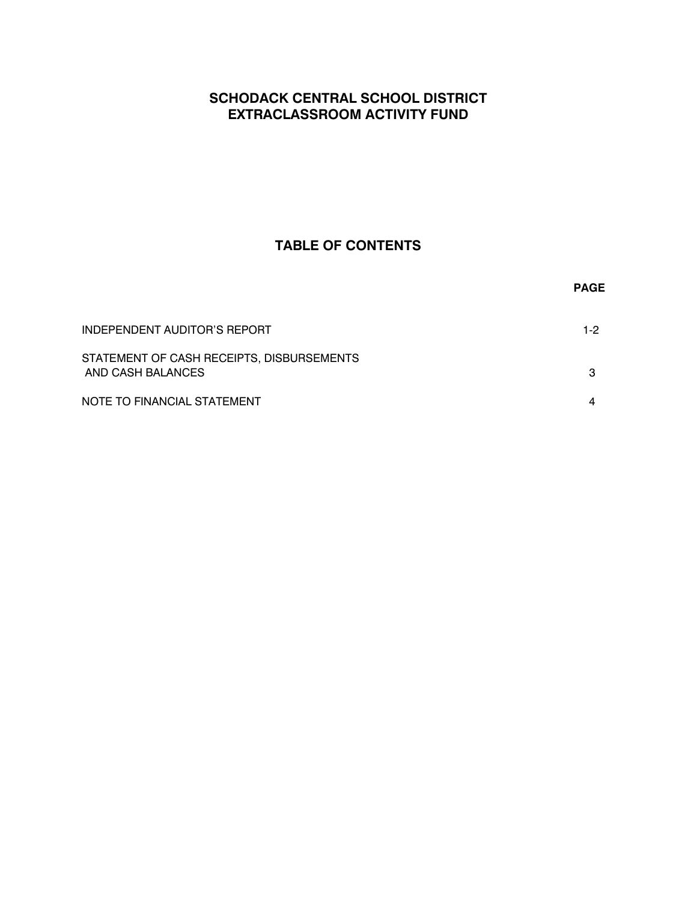# SCHODACK CENTRAL SCHOOL DISTRICT
# EXTRACLASSROOM ACTIVITY FUND

## TABLE OF CONTENTS

| | PAGE |
|---|---|
| INDEPENDENT AUDITOR'S REPORT | 1-2 |
| STATEMENT OF CASH RECEIPTS, DISBURSEMENTS AND CASH BALANCES | 3 |
| NOTE TO FINANCIAL STATEMENT | 4 |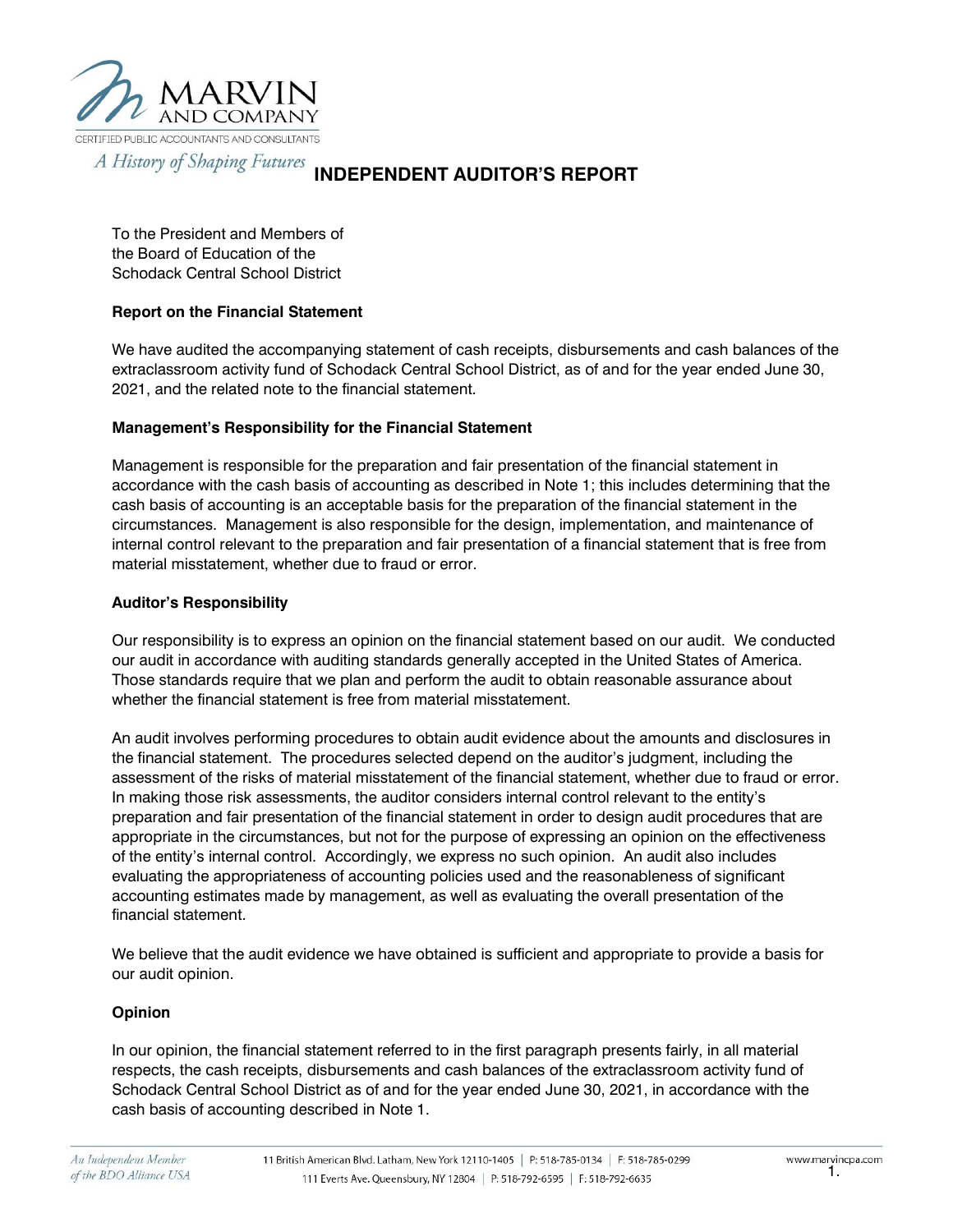# INDEPENDENT AUDITOR'S REPORT

To the President and Members of
the Board of Education of the
Schodack Central School District

**Report on the Financial Statement**

We have audited the accompanying statement of cash receipts, disbursements and cash balances of the extraclassroom activity fund of Schodack Central School District, as of and for the year ended June 30, 2021, and the related note to the financial statement.

**Management's Responsibility for the Financial Statement**

Management is responsible for the preparation and fair presentation of the financial statement in accordance with the cash basis of accounting as described in Note 1; this includes determining that the cash basis of accounting is an acceptable basis for the preparation of the financial statement in the circumstances. Management is also responsible for the design, implementation, and maintenance of internal control relevant to the preparation and fair presentation of a financial statement that is free from material misstatement, whether due to fraud or error.

**Auditor's Responsibility**

Our responsibility is to express an opinion on the financial statement based on our audit. We conducted our audit in accordance with auditing standards generally accepted in the United States of America. Those standards require that we plan and perform the audit to obtain reasonable assurance about whether the financial statement is free from material misstatement.

An audit involves performing procedures to obtain audit evidence about the amounts and disclosures in the financial statement. The procedures selected depend on the auditor's judgment, including the assessment of the risks of material misstatement of the financial statement, whether due to fraud or error. In making those risk assessments, the auditor considers internal control relevant to the entity's preparation and fair presentation of the financial statement in order to design audit procedures that are appropriate in the circumstances, but not for the purpose of expressing an opinion on the effectiveness of the entity's internal control. Accordingly, we express no such opinion. An audit also includes evaluating the appropriateness of accounting policies used and the reasonableness of significant accounting estimates made by management, as well as evaluating the overall presentation of the financial statement.

We believe that the audit evidence we have obtained is sufficient and appropriate to provide a basis for our audit opinion.

**Opinion**

In our opinion, the financial statement referred to in the first paragraph presents fairly, in all material respects, the cash receipts, disbursements and cash balances of the extraclassroom activity fund of Schodack Central School District as of and for the year ended June 30, 2021, in accordance with the cash basis of accounting described in Note 1.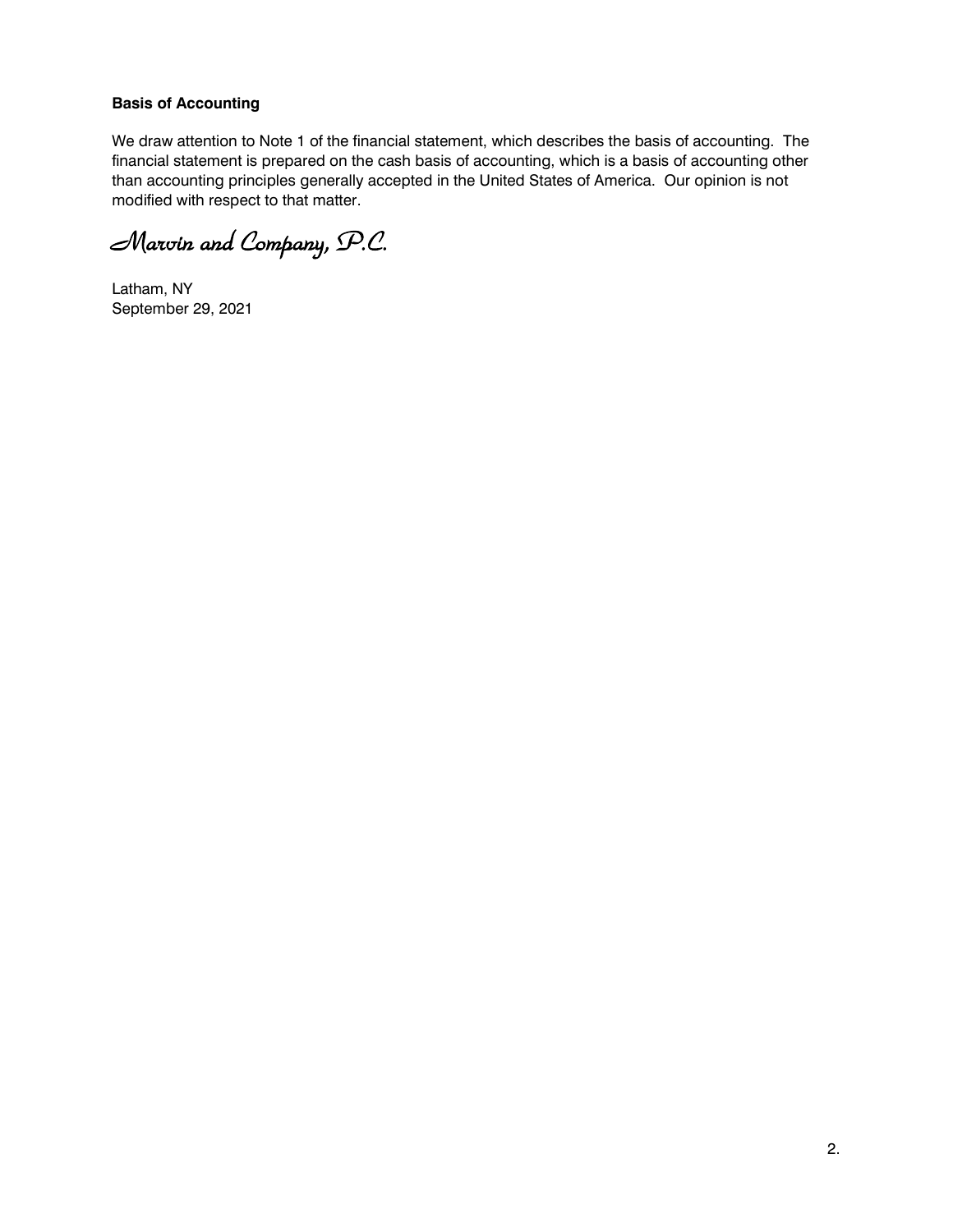**Basis of Accounting**

We draw attention to Note 1 of the financial statement, which describes the basis of accounting. The financial statement is prepared on the cash basis of accounting, which is a basis of accounting other than accounting principles generally accepted in the United States of America. Our opinion is not modified with respect to that matter.

*Marvin and Company, P.C.*

Latham, NY
September 29, 2021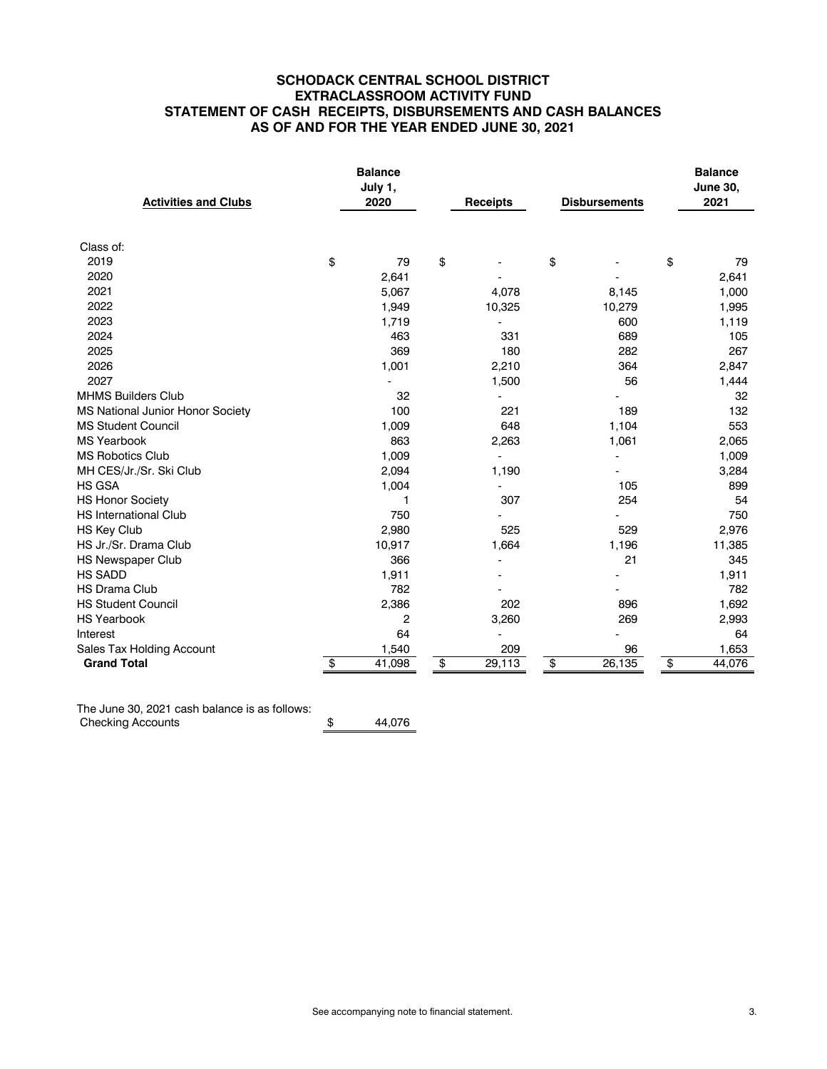# SCHODACK CENTRAL SCHOOL DISTRICT
## EXTRACLASSROOM ACTIVITY FUND
## STATEMENT OF CASH RECEIPTS, DISBURSEMENTS AND CASH BALANCES
## AS OF AND FOR THE YEAR ENDED JUNE 30, 2021

| Activities and Clubs | Balance July 1, 2020 | Receipts | Disbursements | Balance June 30, 2021 |
|---|---|---|---|---|
| Class of: | | | | |
| 2019 | $ 79 | $ - | $ - | $ 79 |
| 2020 | 2,641 | - | - | 2,641 |
| 2021 | 5,067 | 4,078 | 8,145 | 1,000 |
| 2022 | 1,949 | 10,325 | 10,279 | 1,995 |
| 2023 | 1,719 | - | 600 | 1,119 |
| 2024 | 463 | 331 | 689 | 105 |
| 2025 | 369 | 180 | 282 | 267 |
| 2026 | 1,001 | 2,210 | 364 | 2,847 |
| 2027 | - | 1,500 | 56 | 1,444 |
| MHMS Builders Club | 32 | - | - | 32 |
| MS National Junior Honor Society | 100 | 221 | 189 | 132 |
| MS Student Council | 1,009 | 648 | 1,104 | 553 |
| MS Yearbook | 863 | 2,263 | 1,061 | 2,065 |
| MS Robotics Club | 1,009 | - | - | 1,009 |
| MH CES/Jr./Sr. Ski Club | 2,094 | 1,190 | - | 3,284 |
| HS GSA | 1,004 | - | 105 | 899 |
| HS Honor Society | 1 | 307 | 254 | 54 |
| HS International Club | 750 | - | - | 750 |
| HS Key Club | 2,980 | 525 | 529 | 2,976 |
| HS Jr./Sr. Drama Club | 10,917 | 1,664 | 1,196 | 11,385 |
| HS Newspaper Club | 366 | - | 21 | 345 |
| HS SADD | 1,911 | - | - | 1,911 |
| HS Drama Club | 782 | - | - | 782 |
| HS Student Council | 2,386 | 202 | 896 | 1,692 |
| HS Yearbook | 2 | 3,260 | 269 | 2,993 |
| Interest | 64 | - | - | 64 |
| Sales Tax Holding Account | 1,540 | 209 | 96 | 1,653 |
| **Grand Total** | $ 41,098 | $ 29,113 | $ 26,135 | $ 44,076 |

The June 30, 2021 cash balance is as follows:

| | |
|---|---|
| Checking Accounts | $ 44,076 |

See accompanying note to financial statement.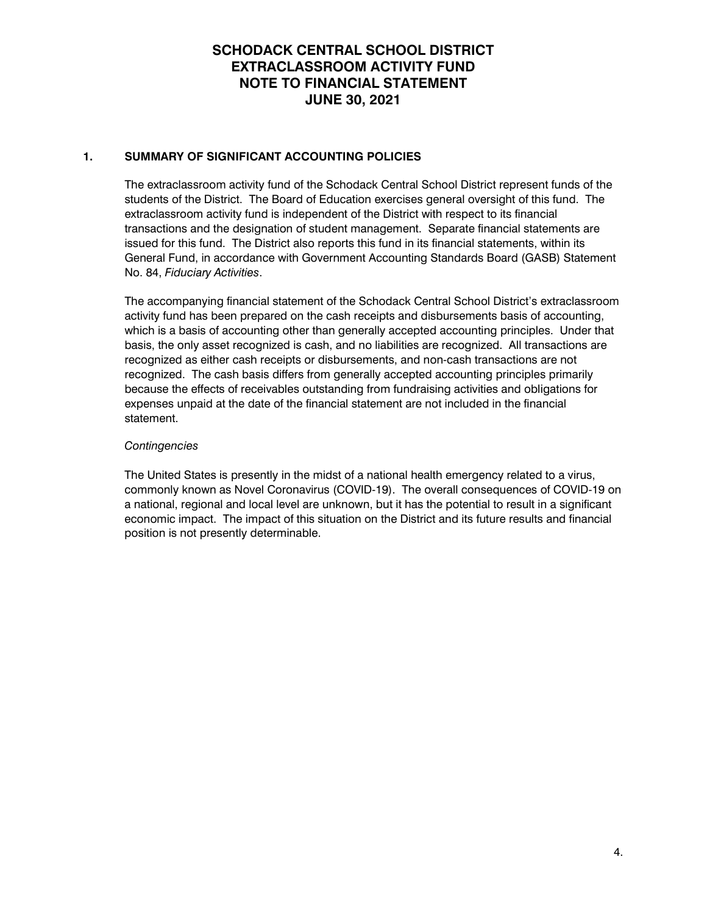# SCHODACK CENTRAL SCHOOL DISTRICT
# EXTRACLASSROOM ACTIVITY FUND
# NOTE TO FINANCIAL STATEMENT
# JUNE 30, 2021

## 1. SUMMARY OF SIGNIFICANT ACCOUNTING POLICIES

The extraclassroom activity fund of the Schodack Central School District represent funds of the students of the District. The Board of Education exercises general oversight of this fund. The extraclassroom activity fund is independent of the District with respect to its financial transactions and the designation of student management. Separate financial statements are issued for this fund. The District also reports this fund in its financial statements, within its General Fund, in accordance with Government Accounting Standards Board (GASB) Statement No. 84, *Fiduciary Activities*.

The accompanying financial statement of the Schodack Central School District's extraclassroom activity fund has been prepared on the cash receipts and disbursements basis of accounting, which is a basis of accounting other than generally accepted accounting principles. Under that basis, the only asset recognized is cash, and no liabilities are recognized. All transactions are recognized as either cash receipts or disbursements, and non-cash transactions are not recognized. The cash basis differs from generally accepted accounting principles primarily because the effects of receivables outstanding from fundraising activities and obligations for expenses unpaid at the date of the financial statement are not included in the financial statement.

*Contingencies*

The United States is presently in the midst of a national health emergency related to a virus, commonly known as Novel Coronavirus (COVID-19). The overall consequences of COVID-19 on a national, regional and local level are unknown, but it has the potential to result in a significant economic impact. The impact of this situation on the District and its future results and financial position is not presently determinable.